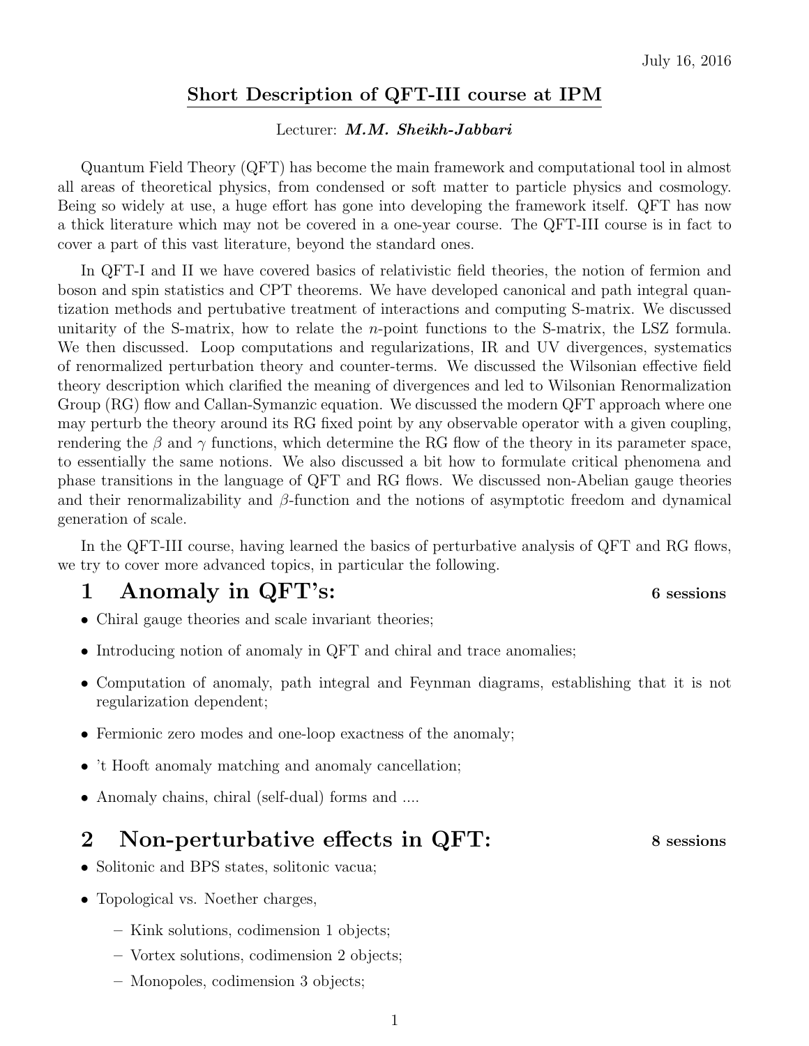July 16, 2016

# Short Description of QFT-III course at IPM

Lecturer: ***M.M. Sheikh-Jabbari***

Quantum Field Theory (QFT) has become the main framework and computational tool in almost all areas of theoretical physics, from condensed or soft matter to particle physics and cosmology. Being so widely at use, a huge effort has gone into developing the framework itself. QFT has now a thick literature which may not be covered in a one-year course. The QFT-III course is in fact to cover a part of this vast literature, beyond the standard ones.

In QFT-I and II we have covered basics of relativistic field theories, the notion of fermion and boson and spin statistics and CPT theorems. We have developed canonical and path integral quantization methods and pertubative treatment of interactions and computing S-matrix. We discussed unitarity of the S-matrix, how to relate the $n$-point functions to the S-matrix, the LSZ formula. We then discussed. Loop computations and regularizations, IR and UV divergences, systematics of renormalized perturbation theory and counter-terms. We discussed the Wilsonian effective field theory description which clarified the meaning of divergences and led to Wilsonian Renormalization Group (RG) flow and Callan-Symanzic equation. We discussed the modern QFT approach where one may perturb the theory around its RG fixed point by any observable operator with a given coupling, rendering the $\beta$ and $\gamma$ functions, which determine the RG flow of the theory in its parameter space, to essentially the same notions. We also discussed a bit how to formulate critical phenomena and phase transitions in the language of QFT and RG flows. We discussed non-Abelian gauge theories and their renormalizability and $\beta$-function and the notions of asymptotic freedom and dynamical generation of scale.

In the QFT-III course, having learned the basics of perturbative analysis of QFT and RG flows, we try to cover more advanced topics, in particular the following.

## 1 Anomaly in QFT's: **6 sessions**

- Chiral gauge theories and scale invariant theories;
- Introducing notion of anomaly in QFT and chiral and trace anomalies;
- Computation of anomaly, path integral and Feynman diagrams, establishing that it is not regularization dependent;
- Fermionic zero modes and one-loop exactness of the anomaly;
- 't Hooft anomaly matching and anomaly cancellation;
- Anomaly chains, chiral (self-dual) forms and ....

## 2 Non-perturbative effects in QFT: **8 sessions**

- Solitonic and BPS states, solitonic vacua;
- Topological vs. Noether charges,
  - Kink solutions, codimension 1 objects;
  - Vortex solutions, codimension 2 objects;
  - Monopoles, codimension 3 objects;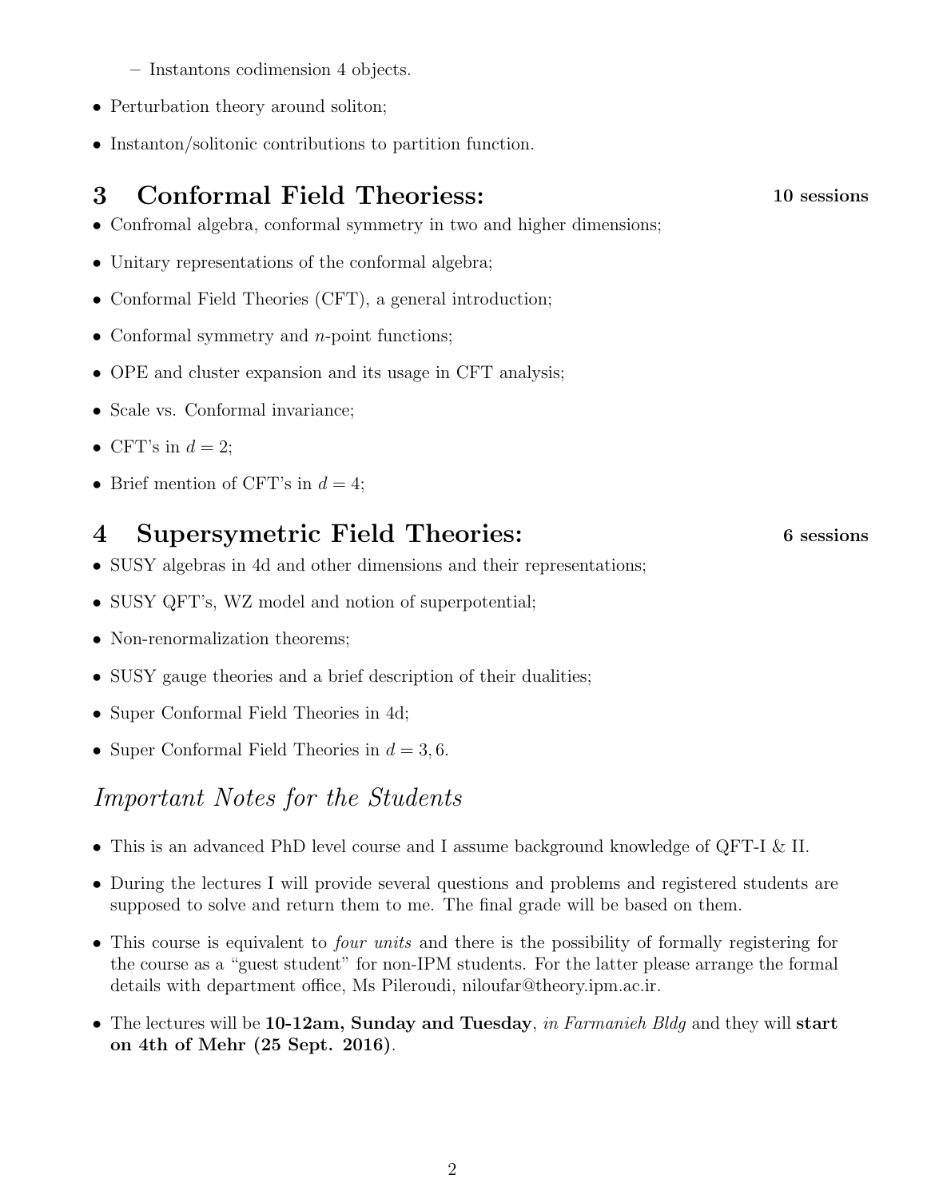- Instantons codimension 4 objects.
- Perturbation theory around soliton;
- Instanton/solitonic contributions to partition function.

## 3 Conformal Field Theoriess: **10 sessions**

- Confromal algebra, conformal symmetry in two and higher dimensions;
- Unitary representations of the conformal algebra;
- Conformal Field Theories (CFT), a general introduction;
- Conformal symmetry and $n$-point functions;
- OPE and cluster expansion and its usage in CFT analysis;
- Scale vs. Conformal invariance;
- CFT's in $d = 2$;
- Brief mention of CFT's in $d = 4$;

## 4 Supersymetric Field Theories: **6 sessions**

- SUSY algebras in 4d and other dimensions and their representations;
- SUSY QFT's, WZ model and notion of superpotential;
- Non-renormalization theorems;
- SUSY gauge theories and a brief description of their dualities;
- Super Conformal Field Theories in 4d;
- Super Conformal Field Theories in $d = 3, 6$.

## *Important Notes for the Students*

- This is an advanced PhD level course and I assume background knowledge of QFT-I & II.
- During the lectures I will provide several questions and problems and registered students are supposed to solve and return them to me. The final grade will be based on them.
- This course is equivalent to *four units* and there is the possibility of formally registering for the course as a "guest student" for non-IPM students. For the latter please arrange the formal details with department office, Ms Pileroudi, niloufar@theory.ipm.ac.ir.
- The lectures will be **10-12am, Sunday and Tuesday**, *in Farmanieh Bldg* and they will **start on 4th of Mehr (25 Sept. 2016)**.